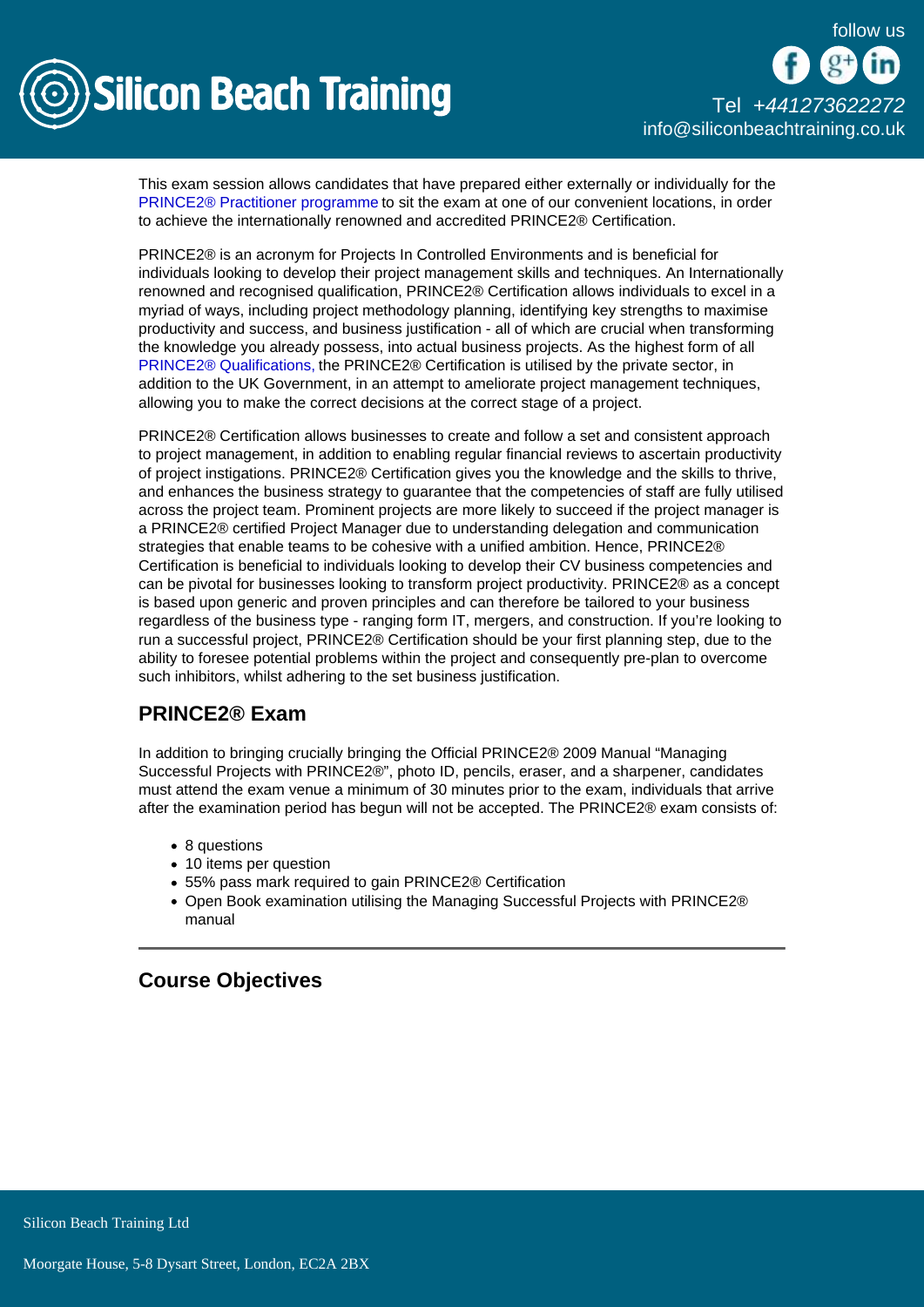This exam session allows candidates that have prepared either externally or individually for the PRINCE2® Practitioner programme to sit the exam at one of our convenient locations, in order to achieve the internationally renowned and accredited PRINCE2® Certification.

PRINCE2® is an acronym for Projects In Controlled Environments and is beneficial for individuals looking to develop their project management skills and techniques. An Internationally renowned and recognised qualification, PRINCE2® Certification allows individuals to excel in a myriad of ways, including project methodology planning, identifying key strengths to maximise productivity and success, and business justification - all of which are crucial when transforming the knowledge you already possess, into actual business projects. As the highest form of all PRINCE2® Qualifications, the PRINCE2® Certification is utilised by the private sector, in addition to the UK Government, in an attempt to ameliorate project management techniques, allowing you to make the correct decisions at the correct stage of a project.

PRINCE2® Certification allows businesses to create and follow a set and consistent approach to project management, in addition to enabling regular financial reviews to ascertain productivity of project instigations. PRINCE2® Certification gives you the knowledge and the skills to thrive, and enhances the business strategy to guarantee that the competencies of staff are fully utilised across the project team. Prominent projects are more likely to succeed if the project manager is a PRINCE2® certified Project Manager due to understanding delegation and communication strategies that enable teams to be cohesive with a unified ambition. Hence, PRINCE2® Certification is beneficial to individuals looking to develop their CV business competencies and can be pivotal for businesses looking to transform project productivity. PRINCE2® as a concept is based upon generic and proven principles and can therefore be tailored to your business regardless of the business type - ranging form IT, mergers, and construction. If you're looking to run a successful project, PRINCE2® Certification should be your first planning step, due to the ability to foresee potential problems within the project and consequently pre-plan to overcome such inhibitors, whilst adhering to the set business justification.

## PRINCE2® Exam

In addition to bringing crucially bringing the Official PRINCE2® 2009 Manual "Managing Successful Projects with PRINCE2®", photo ID, pencils, eraser, and a sharpener, candidates must attend the exam venue a minimum of 30 minutes prior to the exam, individuals that arrive after the examination period has begun will not be accepted. The PRINCE2® exam consists of:

- 8 questions
- 10 items per question
- 55% pass mark required to gain PRINCE2® Certification
- Open Book examination utilising the Managing Successful Projects with PRINCE2® manual

---

## Course Objectives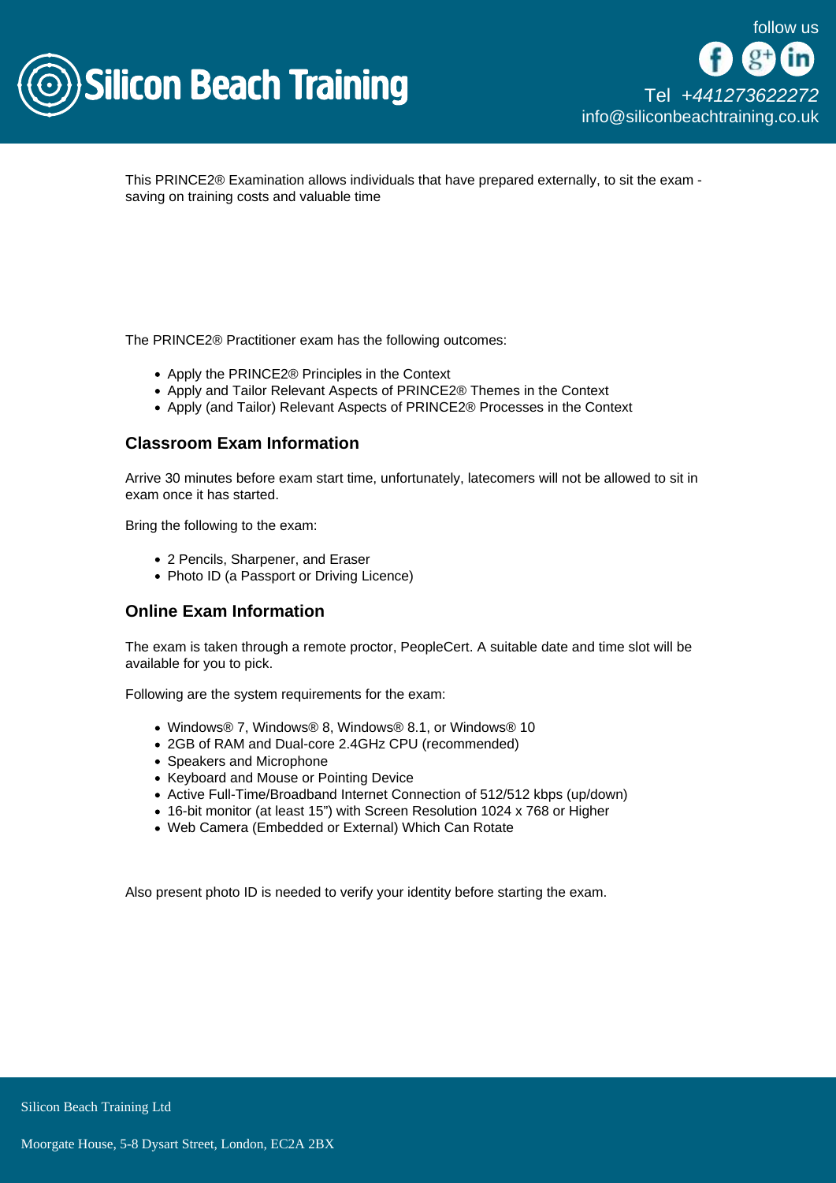This PRINCE2® Examination allows individuals that have prepared externally, to sit the exam - saving on training costs and valuable time

The PRINCE2® Practitioner exam has the following outcomes:

- Apply the PRINCE2® Principles in the Context
- Apply and Tailor Relevant Aspects of PRINCE2® Themes in the Context
- Apply (and Tailor) Relevant Aspects of PRINCE2® Processes in the Context

### Classroom Exam Information

Arrive 30 minutes before exam start time, unfortunately, latecomers will not be allowed to sit in exam once it has started.

Bring the following to the exam:

- 2 Pencils, Sharpener, and Eraser
- Photo ID (a Passport or Driving Licence)

### Online Exam Information

The exam is taken through a remote proctor, PeopleCert. A suitable date and time slot will be available for you to pick.

Following are the system requirements for the exam:

- Windows® 7, Windows® 8, Windows® 8.1, or Windows® 10
- 2GB of RAM and Dual-core 2.4GHz CPU (recommended)
- Speakers and Microphone
- Keyboard and Mouse or Pointing Device
- Active Full-Time/Broadband Internet Connection of 512/512 kbps (up/down)
- 16-bit monitor (at least 15”) with Screen Resolution 1024 x 768 or Higher
- Web Camera (Embedded or External) Which Can Rotate

Also present photo ID is needed to verify your identity before starting the exam.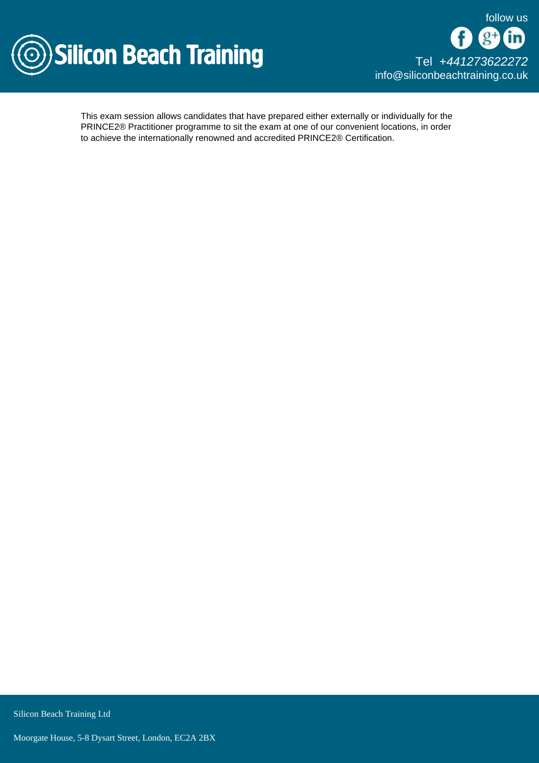This exam session allows candidates that have prepared either externally or individually for the PRINCE2® Practitioner programme to sit the exam at one of our convenient locations, in order to achieve the internationally renowned and accredited PRINCE2® Certification.